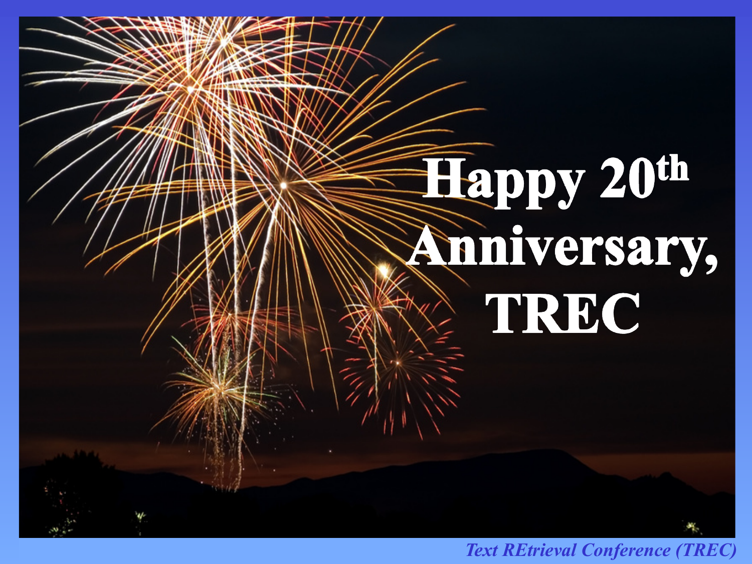# Happy 20th Anniversary, TREC

*Text REtrieval Conference (TREC)*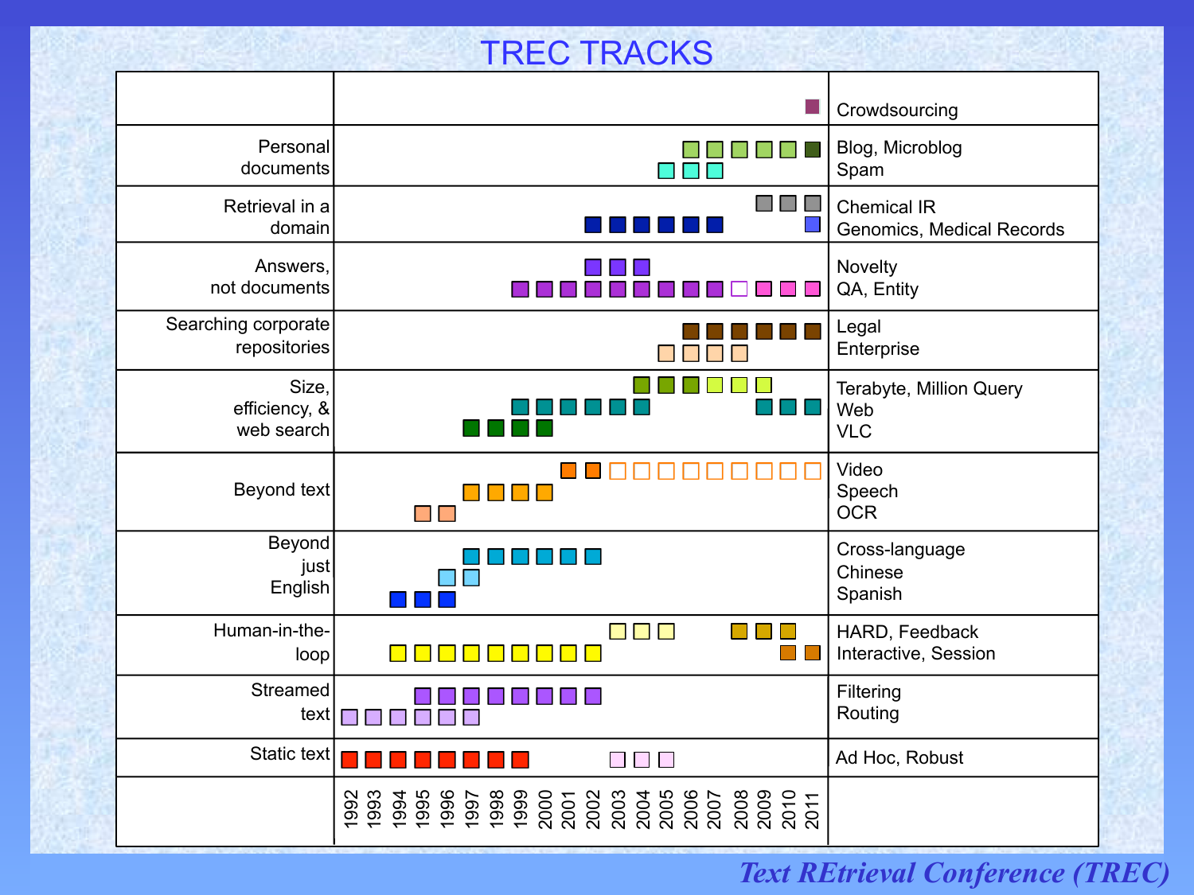# TREC TRACKS

| Category | Track(s) | Years |
|---|---|---|
| | Crowdsourcing | 2011 |
| Personal documents | Blog, Microblog | 2006–2011 (Microblog: 2011) |
| | Spam | 2005–2007 |
| Retrieval in a domain | Chemical IR | 2009–2011 |
| | Genomics, Medical Records | Genomics: 2002–2007; Medical Records: 2011 |
| Answers, not documents | Novelty | 2002–2004 |
| | QA, Entity | QA: 1999–2007; Entity: 2009–2011 (2008 shown as an unfilled square) |
| Searching corporate repositories | Legal | 2006–2011 |
| | Enterprise | 2005–2008 |
| Size, efficiency, & web search | Terabyte, Million Query | Terabyte: 2004–2006; Million Query: 2007–2009 |
| | Web | 1999–2004, 2009–2011 |
| | VLC | 1997–2000 |
| Beyond text | Video | 2001–2002 (2003–2011 shown as unfilled squares) |
| | Speech | 1997–2000 |
| | OCR | 1995–1996 |
| Beyond just English | Cross-language | 1997–2002 |
| | Chinese | 1996–1997 |
| | Spanish | 1994–1996 |
| Human-in-the-loop | HARD, Feedback | HARD: 2003–2005; Feedback: 2008–2010 |
| | Interactive, Session | Interactive: 1994–2002; Session: 2010–2011 |
| Streamed text | Filtering | 1995–2002 |
| | Routing | 1992–1997 |
| Static text | Ad Hoc, Robust | Ad Hoc: 1992–1999; Robust: 2003–2005 |

*Text REtrieval Conference (TREC)*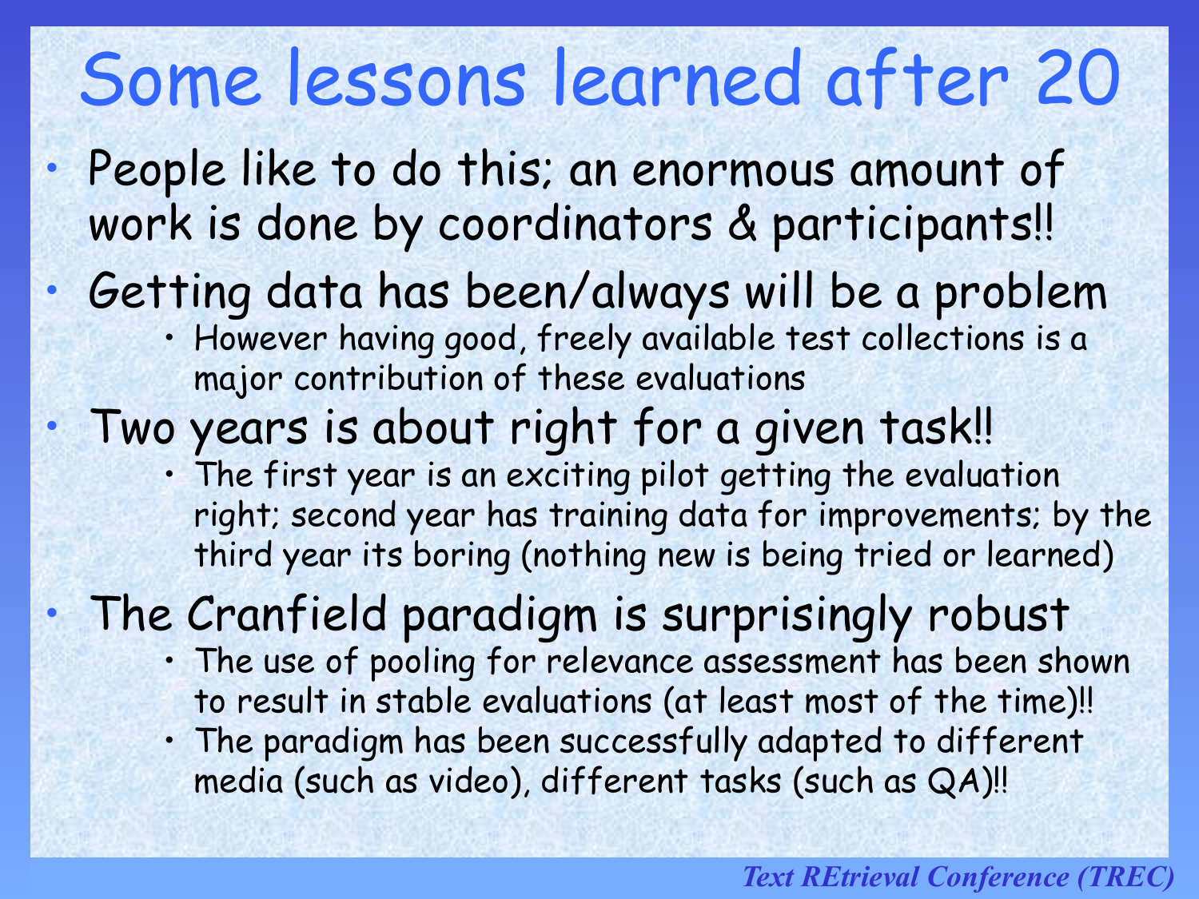# Some lessons learned after 20

- People like to do this; an enormous amount of work is done by coordinators & participants!!
- Getting data has been/always will be a problem
  - However having good, freely available test collections is a major contribution of these evaluations
- Two years is about right for a given task!!
  - The first year is an exciting pilot getting the evaluation right; second year has training data for improvements; by the third year its boring (nothing new is being tried or learned)
- The Cranfield paradigm is surprisingly robust
  - The use of pooling for relevance assessment has been shown to result in stable evaluations (at least most of the time)!!
  - The paradigm has been successfully adapted to different media (such as video), different tasks (such as QA)!!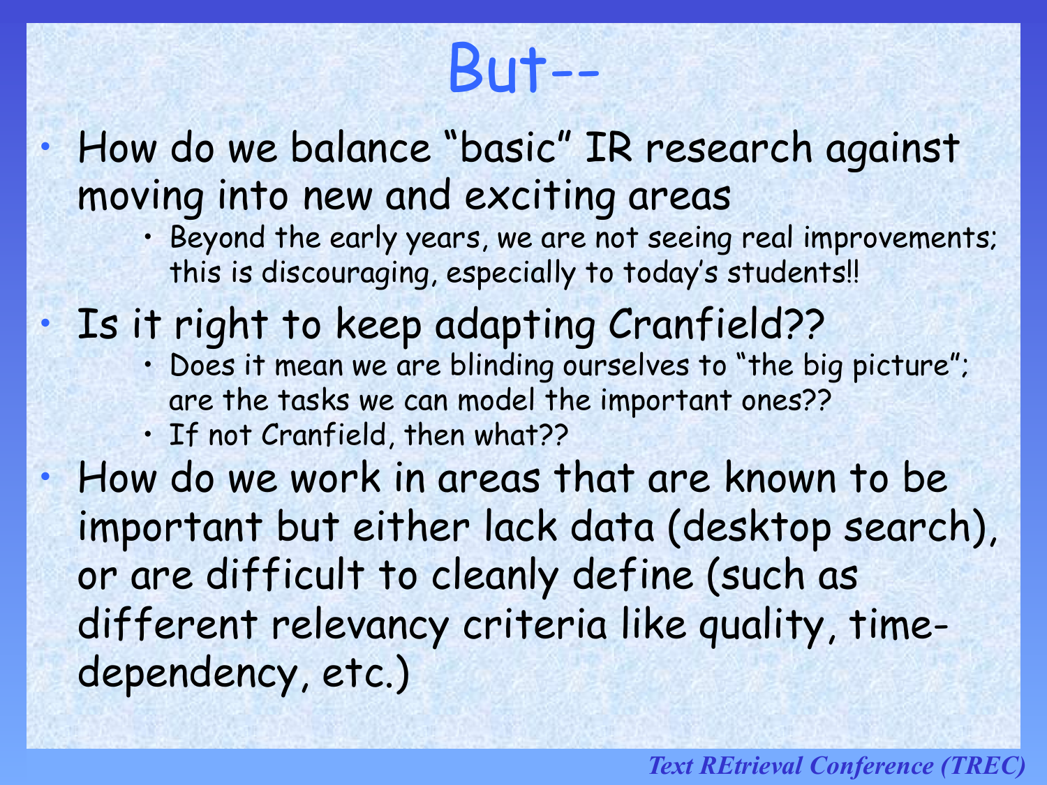# But--

- How do we balance "basic" IR research against moving into new and exciting areas
  - Beyond the early years, we are not seeing real improvements; this is discouraging, especially to today's students!!
- Is it right to keep adapting Cranfield??
  - Does it mean we are blinding ourselves to "the big picture"; are the tasks we can model the important ones??
  - If not Cranfield, then what??
- How do we work in areas that are known to be important but either lack data (desktop search), or are difficult to cleanly define (such as different relevancy criteria like quality, time-dependency, etc.)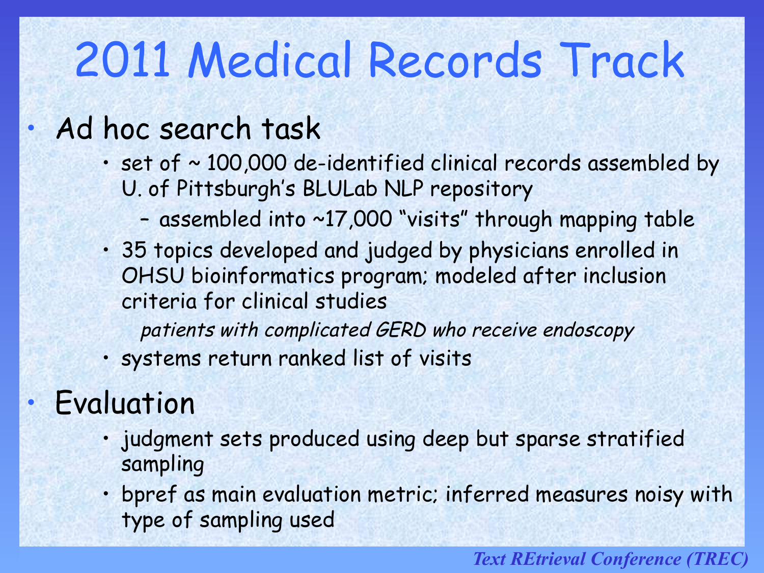# 2011 Medical Records Track

- Ad hoc search task
  - set of ~ 100,000 de-identified clinical records assembled by U. of Pittsburgh's BLULab NLP repository
    - assembled into ~17,000 "visits" through mapping table
  - 35 topics developed and judged by physicians enrolled in OHSU bioinformatics program; modeled after inclusion criteria for clinical studies

    *patients with complicated GERD who receive endoscopy*
  - systems return ranked list of visits
- Evaluation
  - judgment sets produced using deep but sparse stratified sampling
  - bpref as main evaluation metric; inferred measures noisy with type of sampling used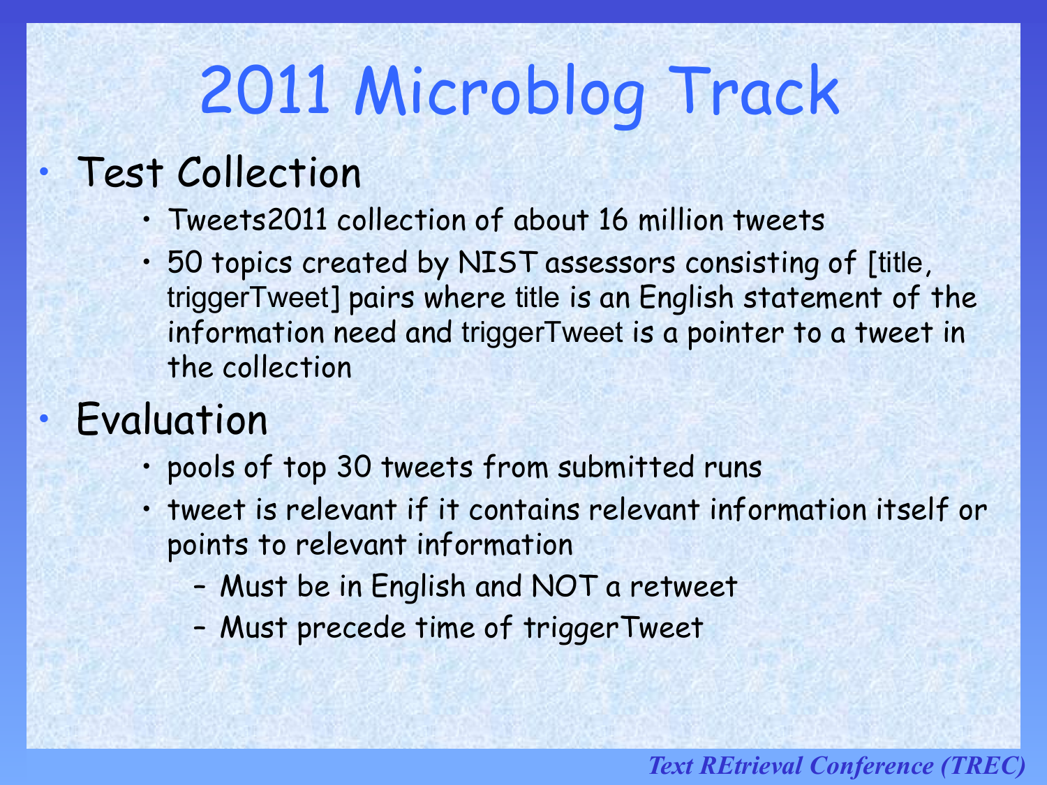# 2011 Microblog Track

- Test Collection
  - Tweets2011 collection of about 16 million tweets
  - 50 topics created by NIST assessors consisting of [title, triggerTweet] pairs where title is an English statement of the information need and triggerTweet is a pointer to a tweet in the collection
- Evaluation
  - pools of top 30 tweets from submitted runs
  - tweet is relevant if it contains relevant information itself or points to relevant information
    - Must be in English and NOT a retweet
    - Must precede time of triggerTweet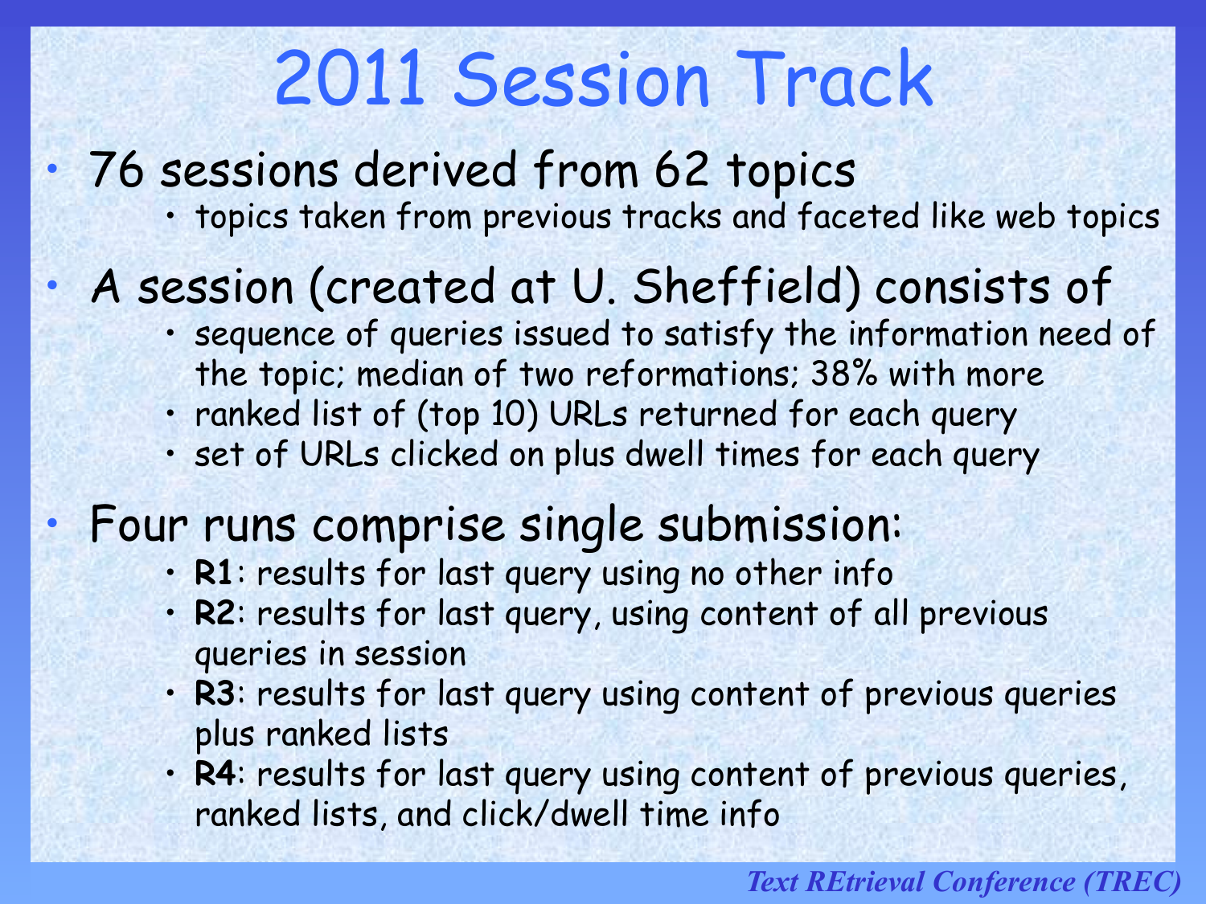# 2011 Session Track

- 76 sessions derived from 62 topics
  - topics taken from previous tracks and faceted like web topics
- A session (created at U. Sheffield) consists of
  - sequence of queries issued to satisfy the information need of the topic; median of two reformations; 38% with more
  - ranked list of (top 10) URLs returned for each query
  - set of URLs clicked on plus dwell times for each query
- Four runs comprise single submission:
  - **R1**: results for last query using no other info
  - **R2**: results for last query, using content of all previous queries in session
  - **R3**: results for last query using content of previous queries plus ranked lists
  - **R4**: results for last query using content of previous queries, ranked lists, and click/dwell time info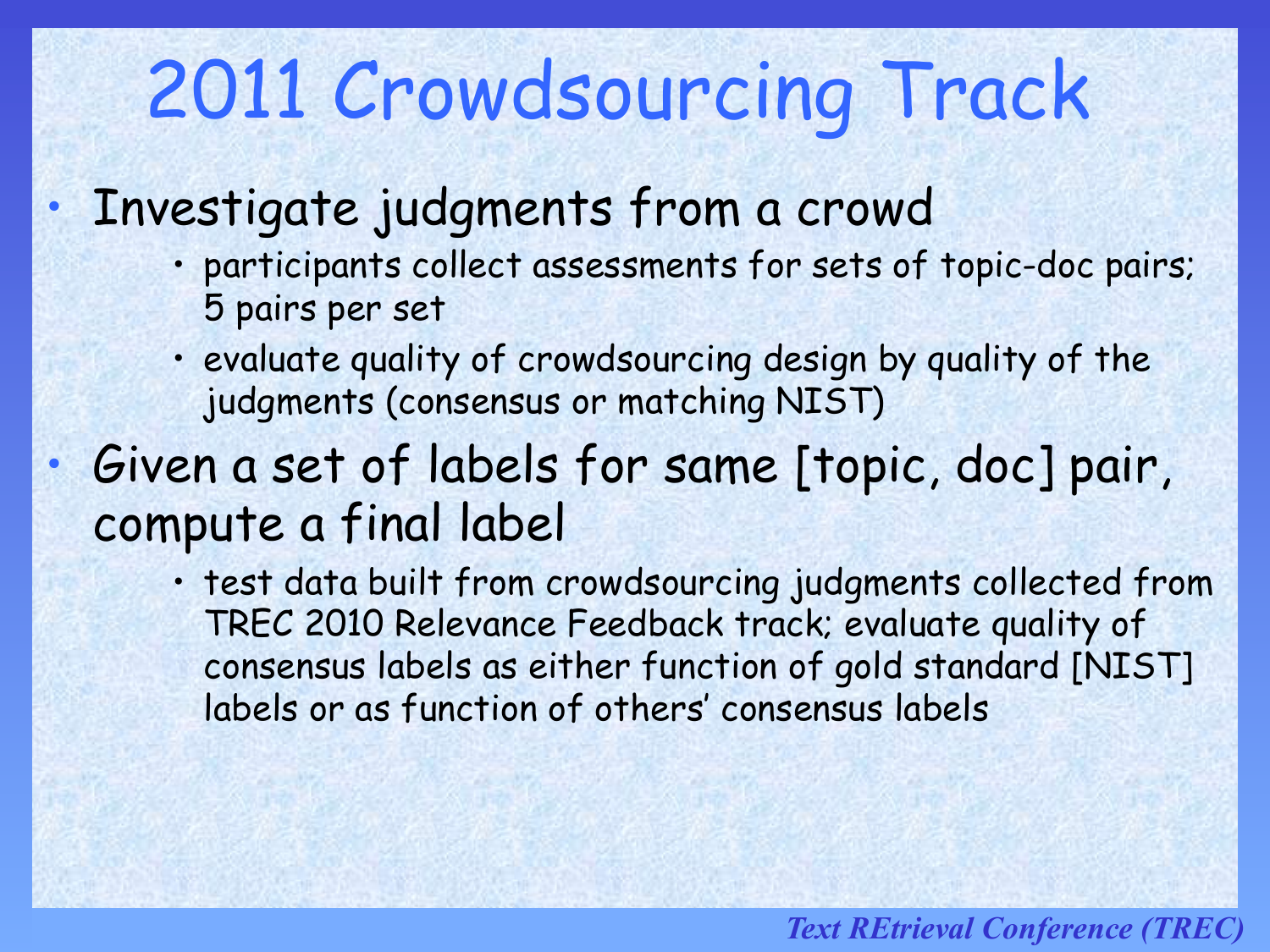# 2011 Crowdsourcing Track

- Investigate judgments from a crowd
  - participants collect assessments for sets of topic-doc pairs; 5 pairs per set
  - evaluate quality of crowdsourcing design by quality of the judgments (consensus or matching NIST)
- Given a set of labels for same [topic, doc] pair, compute a final label
  - test data built from crowdsourcing judgments collected from TREC 2010 Relevance Feedback track; evaluate quality of consensus labels as either function of gold standard [NIST] labels or as function of others' consensus labels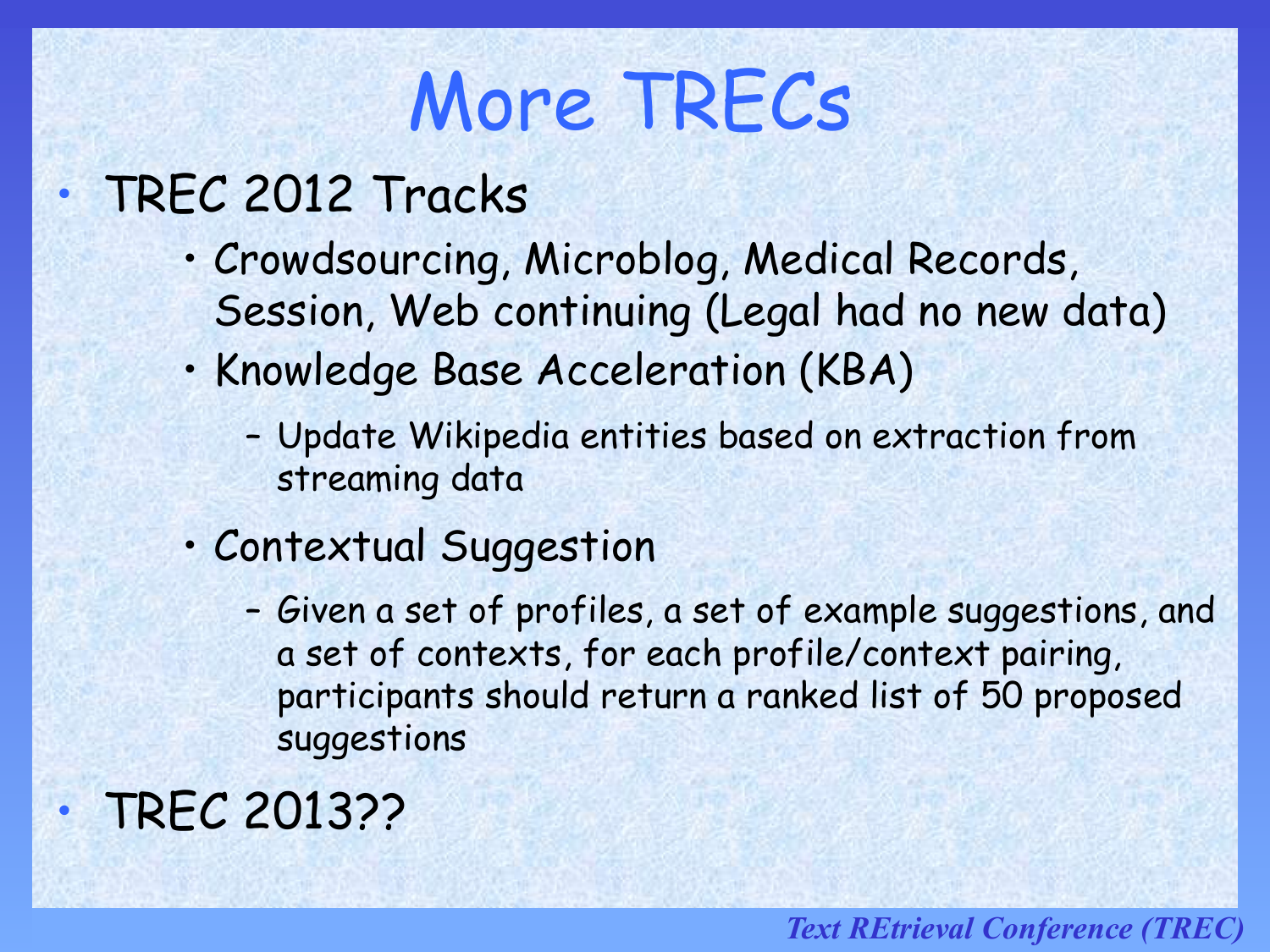# More TRECs

- TREC 2012 Tracks
  - Crowdsourcing, Microblog, Medical Records, Session, Web continuing (Legal had no new data)
  - Knowledge Base Acceleration (KBA)
    - Update Wikipedia entities based on extraction from streaming data
  - Contextual Suggestion
    - Given a set of profiles, a set of example suggestions, and a set of contexts, for each profile/context pairing, participants should return a ranked list of 50 proposed suggestions
- TREC 2013??